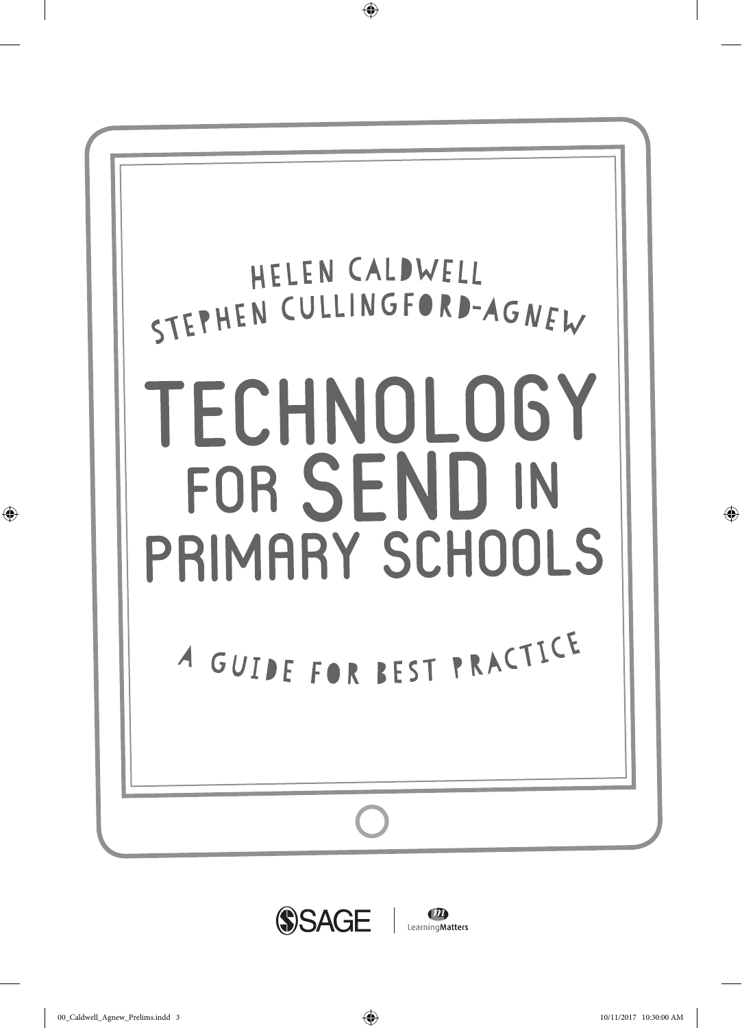HELEN CALDWELL
STEPHEN CULLINGFORD-AGNEW

# TECHNOLOGY FOR SEND IN PRIMARY SCHOOLS

## A GUIDE FOR BEST PRACTICE

SAGE | LearningMatters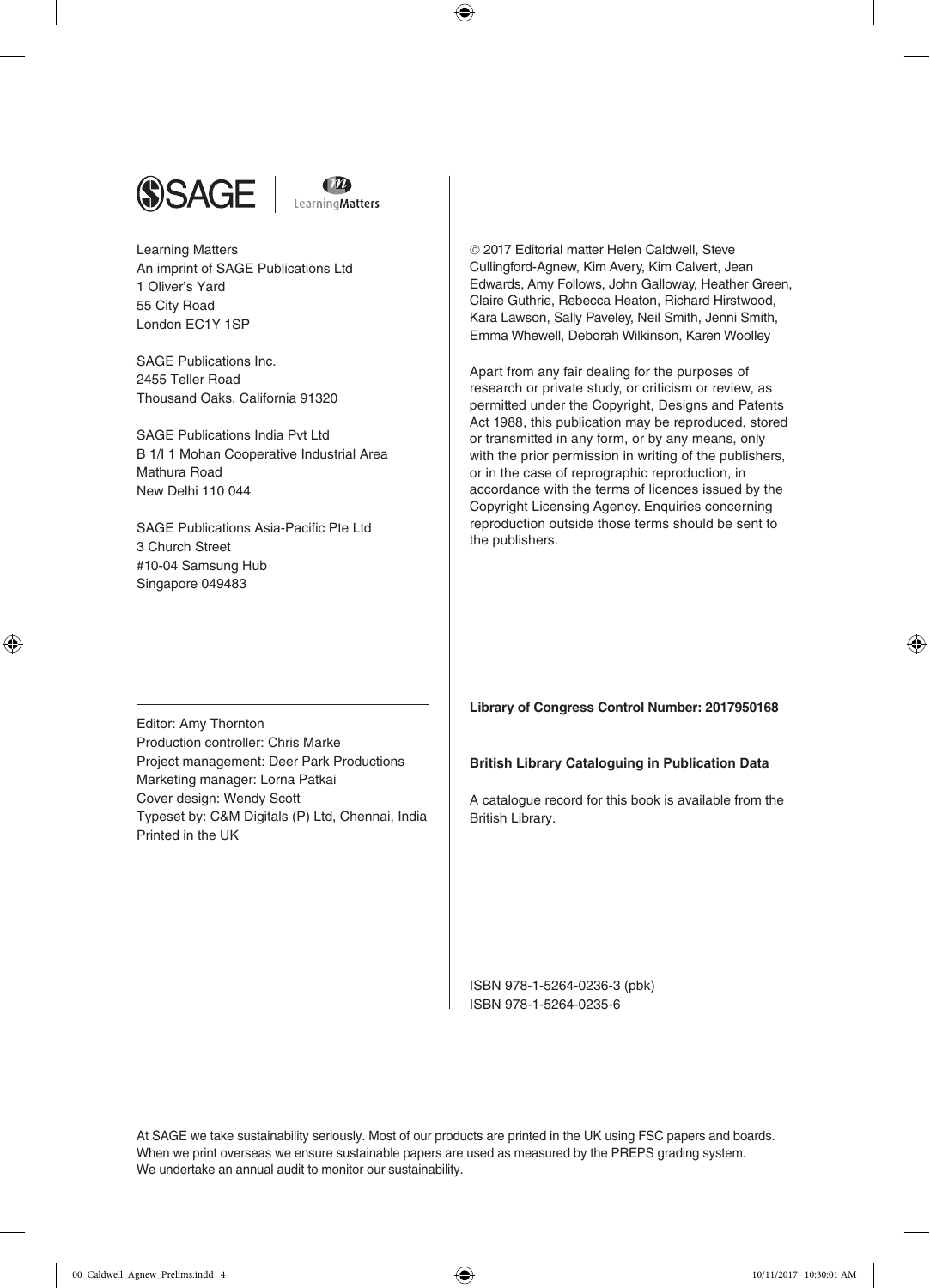Learning Matters
An imprint of SAGE Publications Ltd
1 Oliver's Yard
55 City Road
London EC1Y 1SP

SAGE Publications Inc.
2455 Teller Road
Thousand Oaks, California 91320

SAGE Publications India Pvt Ltd
B 1/I 1 Mohan Cooperative Industrial Area
Mathura Road
New Delhi 110 044

SAGE Publications Asia-Pacific Pte Ltd
3 Church Street
#10-04 Samsung Hub
Singapore 049483

Editor: Amy Thornton
Production controller: Chris Marke
Project management: Deer Park Productions
Marketing manager: Lorna Patkai
Cover design: Wendy Scott
Typeset by: C&M Digitals (P) Ltd, Chennai, India
Printed in the UK

© 2017 Editorial matter Helen Caldwell, Steve Cullingford-Agnew, Kim Avery, Kim Calvert, Jean Edwards, Amy Follows, John Galloway, Heather Green, Claire Guthrie, Rebecca Heaton, Richard Hirstwood, Kara Lawson, Sally Paveley, Neil Smith, Jenni Smith, Emma Whewell, Deborah Wilkinson, Karen Woolley

Apart from any fair dealing for the purposes of research or private study, or criticism or review, as permitted under the Copyright, Designs and Patents Act 1988, this publication may be reproduced, stored or transmitted in any form, or by any means, only with the prior permission in writing of the publishers, or in the case of reprographic reproduction, in accordance with the terms of licences issued by the Copyright Licensing Agency. Enquiries concerning reproduction outside those terms should be sent to the publishers.

**Library of Congress Control Number: 2017950168**

**British Library Cataloguing in Publication Data**

A catalogue record for this book is available from the British Library.

ISBN 978-1-5264-0236-3 (pbk)
ISBN 978-1-5264-0235-6

At SAGE we take sustainability seriously. Most of our products are printed in the UK using FSC papers and boards. When we print overseas we ensure sustainable papers are used as measured by the PREPS grading system. We undertake an annual audit to monitor our sustainability.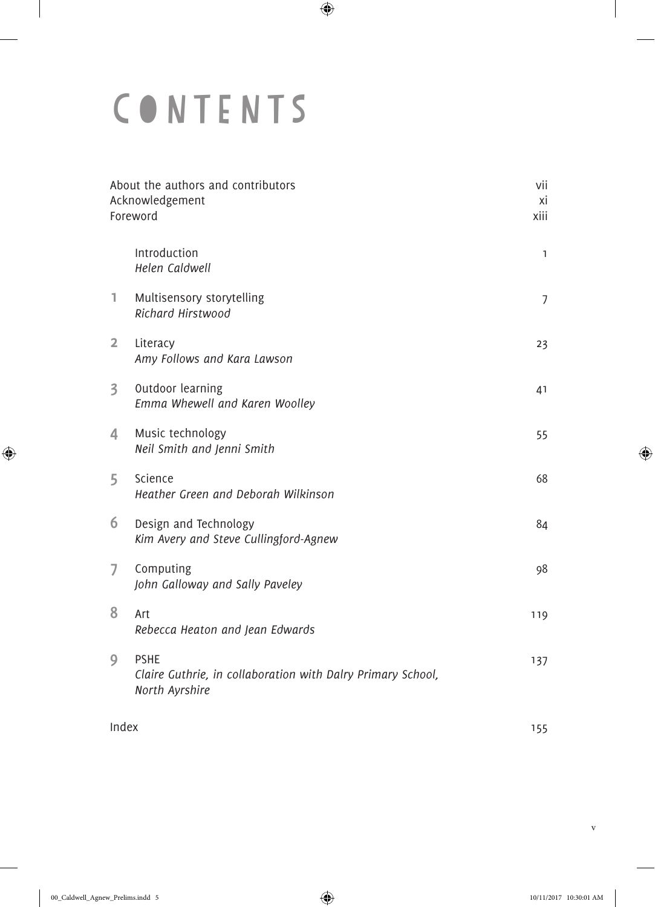# CONTENTS

| | | |
|---|---|---|
| About the authors and contributors | | vii |
| Acknowledgement | | xi |
| Foreword | | xiii |
| | Introduction<br>*Helen Caldwell* | 1 |
| 1 | Multisensory storytelling<br>*Richard Hirstwood* | 7 |
| 2 | Literacy<br>*Amy Follows and Kara Lawson* | 23 |
| 3 | Outdoor learning<br>*Emma Whewell and Karen Woolley* | 41 |
| 4 | Music technology<br>*Neil Smith and Jenni Smith* | 55 |
| 5 | Science<br>*Heather Green and Deborah Wilkinson* | 68 |
| 6 | Design and Technology<br>*Kim Avery and Steve Cullingford-Agnew* | 84 |
| 7 | Computing<br>*John Galloway and Sally Paveley* | 98 |
| 8 | Art<br>*Rebecca Heaton and Jean Edwards* | 119 |
| 9 | PSHE<br>*Claire Guthrie, in collaboration with Dalry Primary School, North Ayrshire* | 137 |
| Index | | 155 |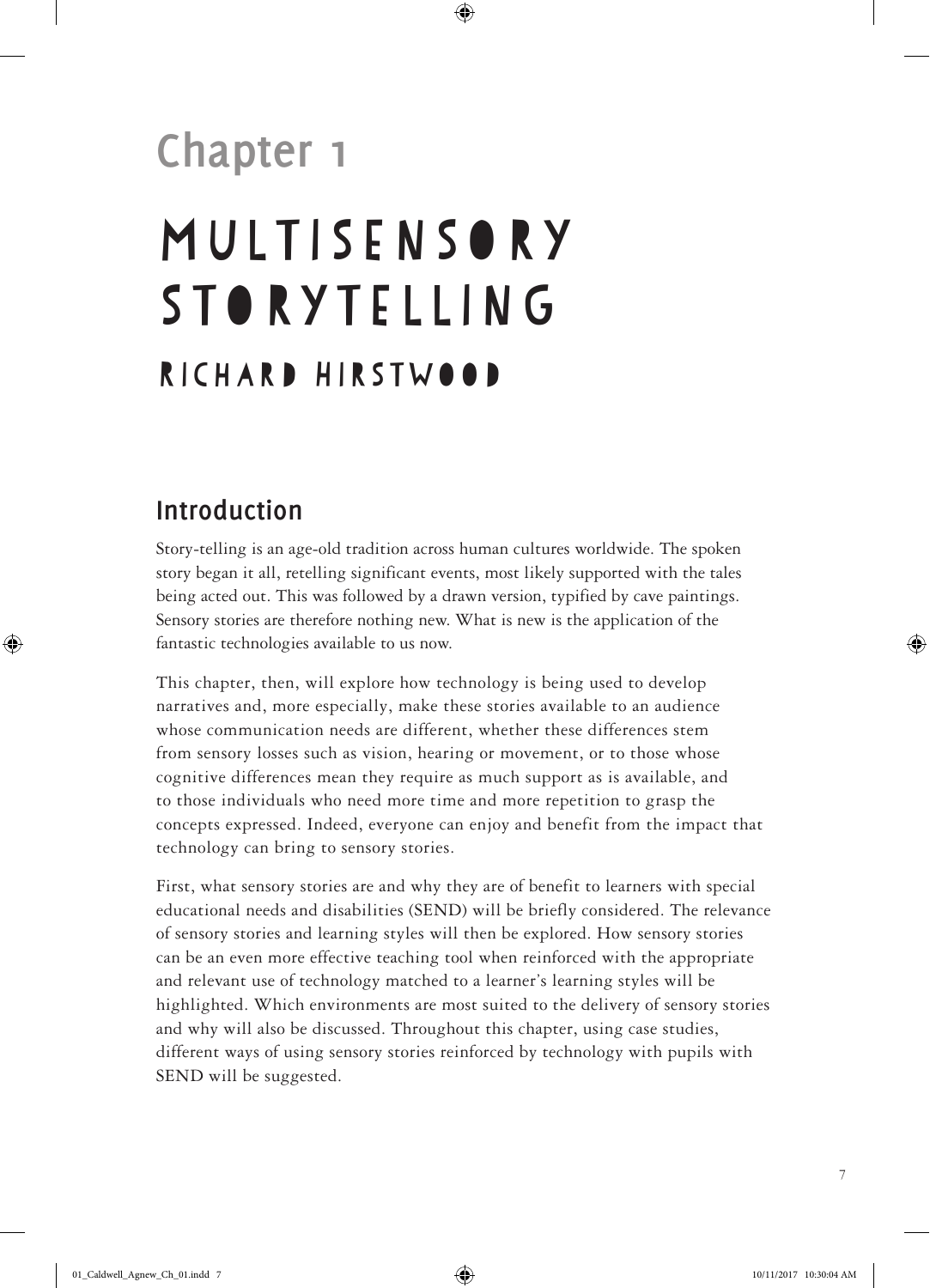# Chapter 1

# MULTISENSORY STORYTELLING

## RICHARD HIRSTWOOD

## Introduction

Story-telling is an age-old tradition across human cultures worldwide. The spoken story began it all, retelling significant events, most likely supported with the tales being acted out. This was followed by a drawn version, typified by cave paintings. Sensory stories are therefore nothing new. What is new is the application of the fantastic technologies available to us now.

This chapter, then, will explore how technology is being used to develop narratives and, more especially, make these stories available to an audience whose communication needs are different, whether these differences stem from sensory losses such as vision, hearing or movement, or to those whose cognitive differences mean they require as much support as is available, and to those individuals who need more time and more repetition to grasp the concepts expressed. Indeed, everyone can enjoy and benefit from the impact that technology can bring to sensory stories.

First, what sensory stories are and why they are of benefit to learners with special educational needs and disabilities (SEND) will be briefly considered. The relevance of sensory stories and learning styles will then be explored. How sensory stories can be an even more effective teaching tool when reinforced with the appropriate and relevant use of technology matched to a learner's learning styles will be highlighted. Which environments are most suited to the delivery of sensory stories and why will also be discussed. Throughout this chapter, using case studies, different ways of using sensory stories reinforced by technology with pupils with SEND will be suggested.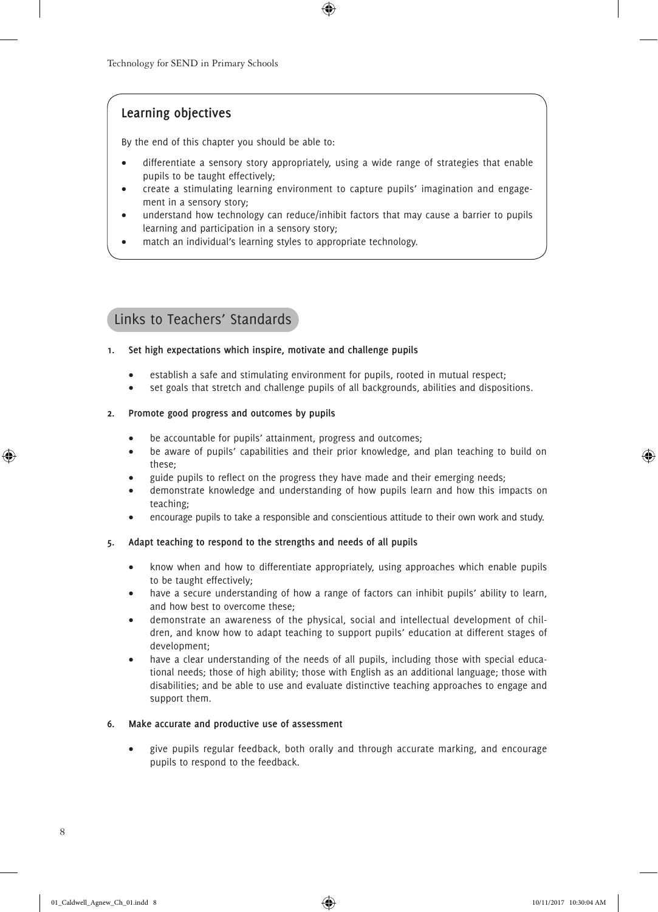## Learning objectives

By the end of this chapter you should be able to:

- differentiate a sensory story appropriately, using a wide range of strategies that enable pupils to be taught effectively;
- create a stimulating learning environment to capture pupils' imagination and engagement in a sensory story;
- understand how technology can reduce/inhibit factors that may cause a barrier to pupils learning and participation in a sensory story;
- match an individual's learning styles to appropriate technology.

## Links to Teachers' Standards

**1. Set high expectations which inspire, motivate and challenge pupils**

- establish a safe and stimulating environment for pupils, rooted in mutual respect;
- set goals that stretch and challenge pupils of all backgrounds, abilities and dispositions.

**2. Promote good progress and outcomes by pupils**

- be accountable for pupils' attainment, progress and outcomes;
- be aware of pupils' capabilities and their prior knowledge, and plan teaching to build on these;
- guide pupils to reflect on the progress they have made and their emerging needs;
- demonstrate knowledge and understanding of how pupils learn and how this impacts on teaching;
- encourage pupils to take a responsible and conscientious attitude to their own work and study.

**5. Adapt teaching to respond to the strengths and needs of all pupils**

- know when and how to differentiate appropriately, using approaches which enable pupils to be taught effectively;
- have a secure understanding of how a range of factors can inhibit pupils' ability to learn, and how best to overcome these;
- demonstrate an awareness of the physical, social and intellectual development of children, and know how to adapt teaching to support pupils' education at different stages of development;
- have a clear understanding of the needs of all pupils, including those with special educational needs; those of high ability; those with English as an additional language; those with disabilities; and be able to use and evaluate distinctive teaching approaches to engage and support them.

**6. Make accurate and productive use of assessment**

- give pupils regular feedback, both orally and through accurate marking, and encourage pupils to respond to the feedback.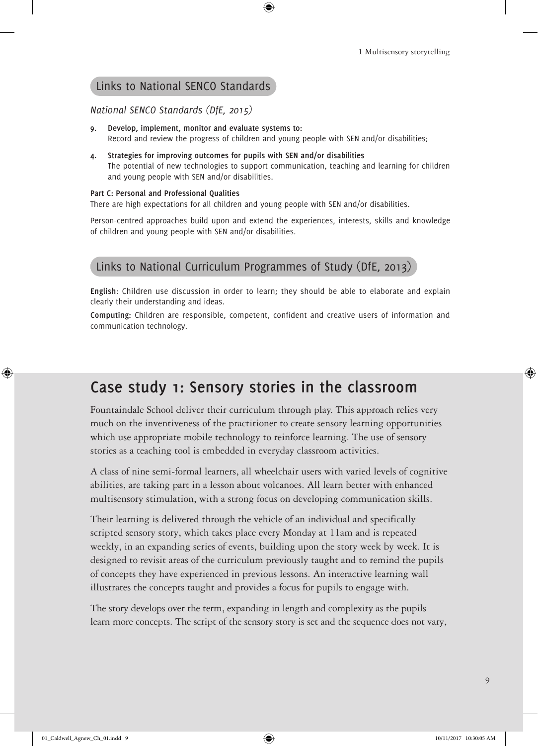## Links to National SENCO Standards

*National SENCO Standards (DfE, 2015)*

9. **Develop, implement, monitor and evaluate systems to:**
   Record and review the progress of children and young people with SEN and/or disabilities;

4. **Strategies for improving outcomes for pupils with SEN and/or disabilities**
   The potential of new technologies to support communication, teaching and learning for children and young people with SEN and/or disabilities.

**Part C: Personal and Professional Qualities**

There are high expectations for all children and young people with SEN and/or disabilities.

Person-centred approaches build upon and extend the experiences, interests, skills and knowledge of children and young people with SEN and/or disabilities.

## Links to National Curriculum Programmes of Study (DfE, 2013)

**English**: Children use discussion in order to learn; they should be able to elaborate and explain clearly their understanding and ideas.

**Computing:** Children are responsible, competent, confident and creative users of information and communication technology.

# Case study 1: Sensory stories in the classroom

Fountaindale School deliver their curriculum through play. This approach relies very much on the inventiveness of the practitioner to create sensory learning opportunities which use appropriate mobile technology to reinforce learning. The use of sensory stories as a teaching tool is embedded in everyday classroom activities.

A class of nine semi-formal learners, all wheelchair users with varied levels of cognitive abilities, are taking part in a lesson about volcanoes. All learn better with enhanced multisensory stimulation, with a strong focus on developing communication skills.

Their learning is delivered through the vehicle of an individual and specifically scripted sensory story, which takes place every Monday at 11am and is repeated weekly, in an expanding series of events, building upon the story week by week. It is designed to revisit areas of the curriculum previously taught and to remind the pupils of concepts they have experienced in previous lessons. An interactive learning wall illustrates the concepts taught and provides a focus for pupils to engage with.

The story develops over the term, expanding in length and complexity as the pupils learn more concepts. The script of the sensory story is set and the sequence does not vary,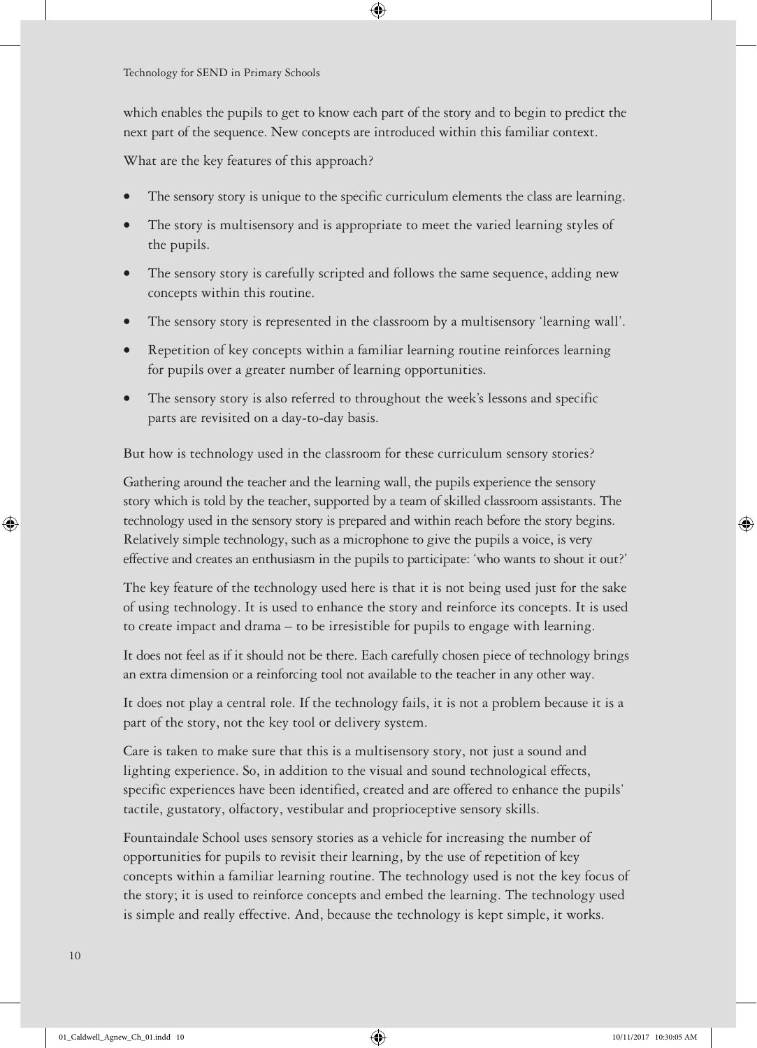which enables the pupils to get to know each part of the story and to begin to predict the next part of the sequence. New concepts are introduced within this familiar context.

What are the key features of this approach?

- The sensory story is unique to the specific curriculum elements the class are learning.
- The story is multisensory and is appropriate to meet the varied learning styles of the pupils.
- The sensory story is carefully scripted and follows the same sequence, adding new concepts within this routine.
- The sensory story is represented in the classroom by a multisensory 'learning wall'.
- Repetition of key concepts within a familiar learning routine reinforces learning for pupils over a greater number of learning opportunities.
- The sensory story is also referred to throughout the week's lessons and specific parts are revisited on a day-to-day basis.

But how is technology used in the classroom for these curriculum sensory stories?

Gathering around the teacher and the learning wall, the pupils experience the sensory story which is told by the teacher, supported by a team of skilled classroom assistants. The technology used in the sensory story is prepared and within reach before the story begins. Relatively simple technology, such as a microphone to give the pupils a voice, is very effective and creates an enthusiasm in the pupils to participate: 'who wants to shout it out?'

The key feature of the technology used here is that it is not being used just for the sake of using technology. It is used to enhance the story and reinforce its concepts. It is used to create impact and drama – to be irresistible for pupils to engage with learning.

It does not feel as if it should not be there. Each carefully chosen piece of technology brings an extra dimension or a reinforcing tool not available to the teacher in any other way.

It does not play a central role. If the technology fails, it is not a problem because it is a part of the story, not the key tool or delivery system.

Care is taken to make sure that this is a multisensory story, not just a sound and lighting experience. So, in addition to the visual and sound technological effects, specific experiences have been identified, created and are offered to enhance the pupils' tactile, gustatory, olfactory, vestibular and proprioceptive sensory skills.

Fountaindale School uses sensory stories as a vehicle for increasing the number of opportunities for pupils to revisit their learning, by the use of repetition of key concepts within a familiar learning routine. The technology used is not the key focus of the story; it is used to reinforce concepts and embed the learning. The technology used is simple and really effective. And, because the technology is kept simple, it works.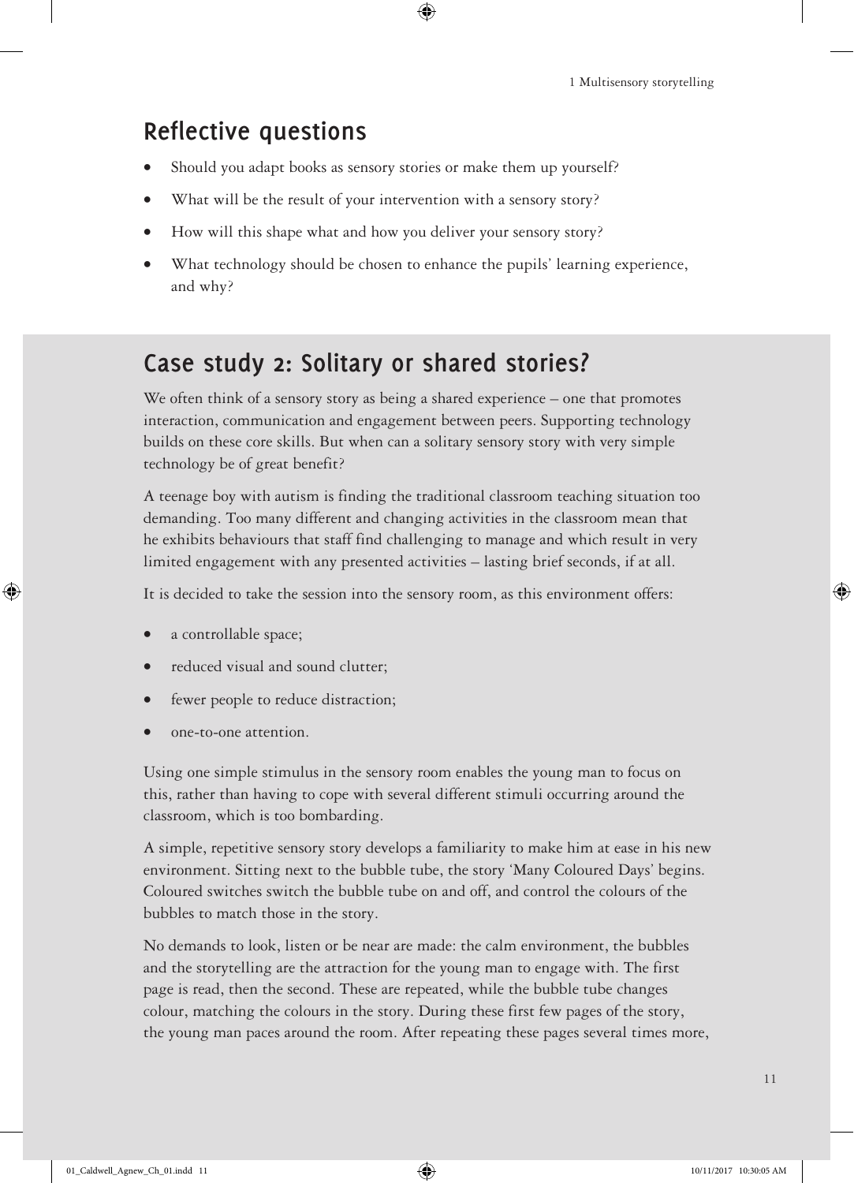## Reflective questions

- Should you adapt books as sensory stories or make them up yourself?
- What will be the result of your intervention with a sensory story?
- How will this shape what and how you deliver your sensory story?
- What technology should be chosen to enhance the pupils' learning experience, and why?

## Case study 2: Solitary or shared stories?

We often think of a sensory story as being a shared experience – one that promotes interaction, communication and engagement between peers. Supporting technology builds on these core skills. But when can a solitary sensory story with very simple technology be of great benefit?

A teenage boy with autism is finding the traditional classroom teaching situation too demanding. Too many different and changing activities in the classroom mean that he exhibits behaviours that staff find challenging to manage and which result in very limited engagement with any presented activities – lasting brief seconds, if at all.

It is decided to take the session into the sensory room, as this environment offers:

- a controllable space;
- reduced visual and sound clutter;
- fewer people to reduce distraction;
- one-to-one attention.

Using one simple stimulus in the sensory room enables the young man to focus on this, rather than having to cope with several different stimuli occurring around the classroom, which is too bombarding.

A simple, repetitive sensory story develops a familiarity to make him at ease in his new environment. Sitting next to the bubble tube, the story 'Many Coloured Days' begins. Coloured switches switch the bubble tube on and off, and control the colours of the bubbles to match those in the story.

No demands to look, listen or be near are made: the calm environment, the bubbles and the storytelling are the attraction for the young man to engage with. The first page is read, then the second. These are repeated, while the bubble tube changes colour, matching the colours in the story. During these first few pages of the story, the young man paces around the room. After repeating these pages several times more,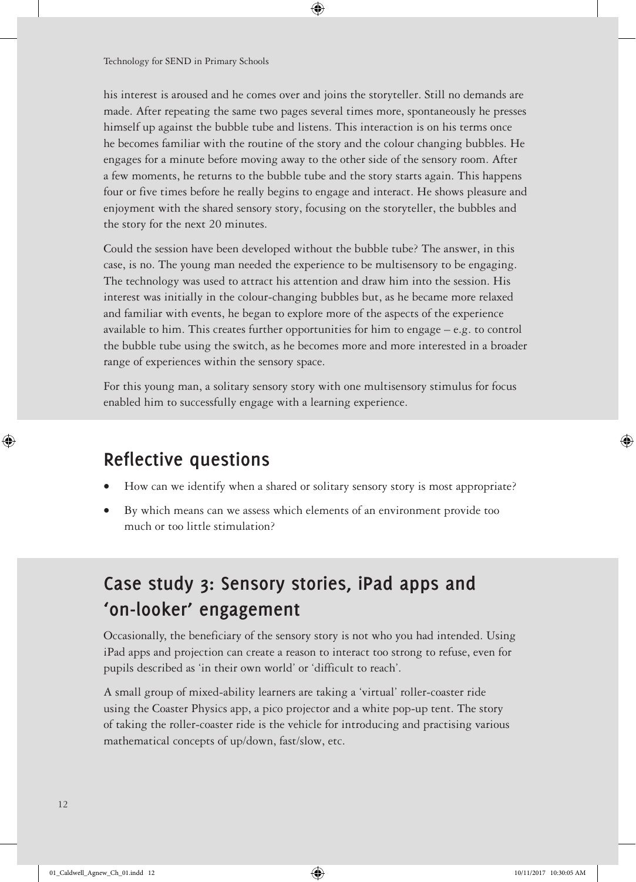his interest is aroused and he comes over and joins the storyteller. Still no demands are made. After repeating the same two pages several times more, spontaneously he presses himself up against the bubble tube and listens. This interaction is on his terms once he becomes familiar with the routine of the story and the colour changing bubbles. He engages for a minute before moving away to the other side of the sensory room. After a few moments, he returns to the bubble tube and the story starts again. This happens four or five times before he really begins to engage and interact. He shows pleasure and enjoyment with the shared sensory story, focusing on the storyteller, the bubbles and the story for the next 20 minutes.

Could the session have been developed without the bubble tube? The answer, in this case, is no. The young man needed the experience to be multisensory to be engaging. The technology was used to attract his attention and draw him into the session. His interest was initially in the colour-changing bubbles but, as he became more relaxed and familiar with events, he began to explore more of the aspects of the experience available to him. This creates further opportunities for him to engage – e.g. to control the bubble tube using the switch, as he becomes more and more interested in a broader range of experiences within the sensory space.

For this young man, a solitary sensory story with one multisensory stimulus for focus enabled him to successfully engage with a learning experience.

## Reflective questions

- How can we identify when a shared or solitary sensory story is most appropriate?
- By which means can we assess which elements of an environment provide too much or too little stimulation?

## Case study 3: Sensory stories, iPad apps and 'on-looker' engagement

Occasionally, the beneficiary of the sensory story is not who you had intended. Using iPad apps and projection can create a reason to interact too strong to refuse, even for pupils described as 'in their own world' or 'difficult to reach'.

A small group of mixed-ability learners are taking a 'virtual' roller-coaster ride using the Coaster Physics app, a pico projector and a white pop-up tent. The story of taking the roller-coaster ride is the vehicle for introducing and practising various mathematical concepts of up/down, fast/slow, etc.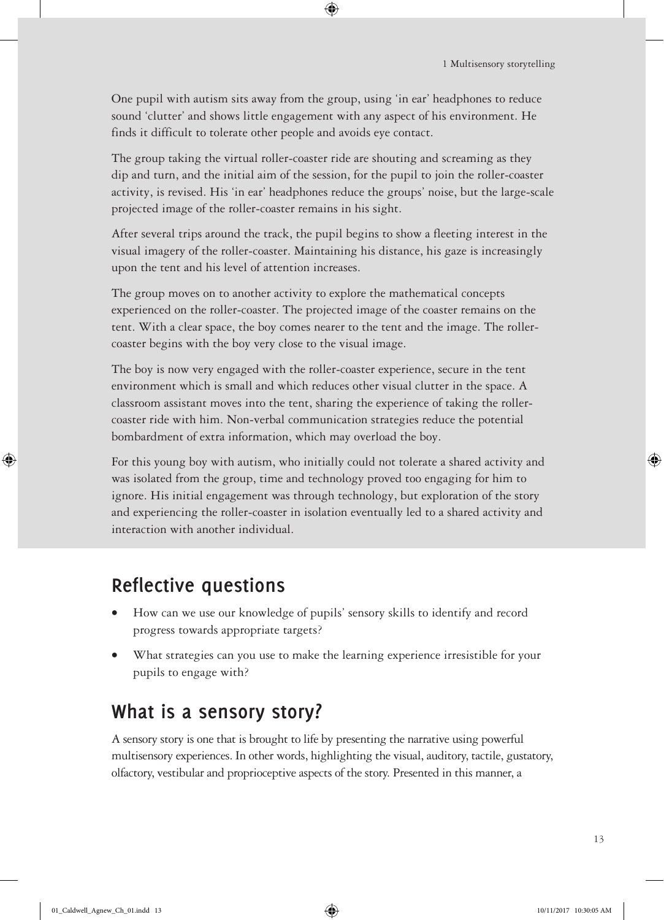One pupil with autism sits away from the group, using 'in ear' headphones to reduce sound 'clutter' and shows little engagement with any aspect of his environment. He finds it difficult to tolerate other people and avoids eye contact.

The group taking the virtual roller-coaster ride are shouting and screaming as they dip and turn, and the initial aim of the session, for the pupil to join the roller-coaster activity, is revised. His 'in ear' headphones reduce the groups' noise, but the large-scale projected image of the roller-coaster remains in his sight.

After several trips around the track, the pupil begins to show a fleeting interest in the visual imagery of the roller-coaster. Maintaining his distance, his gaze is increasingly upon the tent and his level of attention increases.

The group moves on to another activity to explore the mathematical concepts experienced on the roller-coaster. The projected image of the coaster remains on the tent. With a clear space, the boy comes nearer to the tent and the image. The roller-coaster begins with the boy very close to the visual image.

The boy is now very engaged with the roller-coaster experience, secure in the tent environment which is small and which reduces other visual clutter in the space. A classroom assistant moves into the tent, sharing the experience of taking the roller-coaster ride with him. Non-verbal communication strategies reduce the potential bombardment of extra information, which may overload the boy.

For this young boy with autism, who initially could not tolerate a shared activity and was isolated from the group, time and technology proved too engaging for him to ignore. His initial engagement was through technology, but exploration of the story and experiencing the roller-coaster in isolation eventually led to a shared activity and interaction with another individual.

## Reflective questions

- How can we use our knowledge of pupils' sensory skills to identify and record progress towards appropriate targets?
- What strategies can you use to make the learning experience irresistible for your pupils to engage with?

## What is a sensory story?

A sensory story is one that is brought to life by presenting the narrative using powerful multisensory experiences. In other words, highlighting the visual, auditory, tactile, gustatory, olfactory, vestibular and proprioceptive aspects of the story. Presented in this manner, a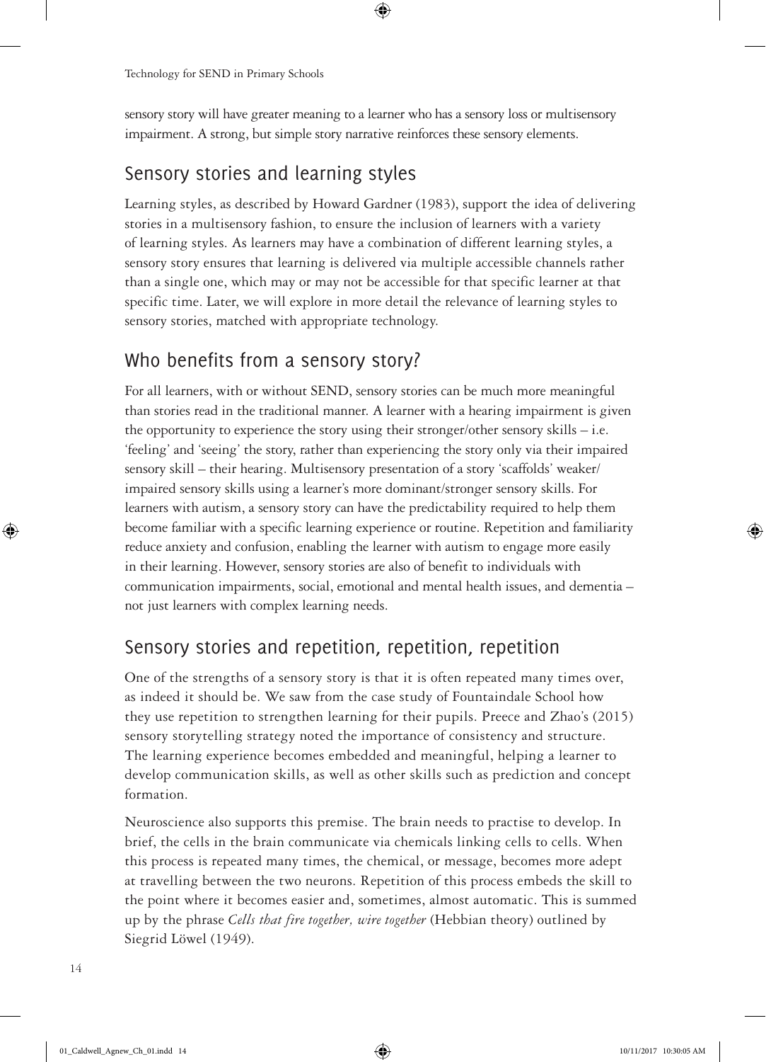sensory story will have greater meaning to a learner who has a sensory loss or multisensory impairment. A strong, but simple story narrative reinforces these sensory elements.

## Sensory stories and learning styles

Learning styles, as described by Howard Gardner (1983), support the idea of delivering stories in a multisensory fashion, to ensure the inclusion of learners with a variety of learning styles. As learners may have a combination of different learning styles, a sensory story ensures that learning is delivered via multiple accessible channels rather than a single one, which may or may not be accessible for that specific learner at that specific time. Later, we will explore in more detail the relevance of learning styles to sensory stories, matched with appropriate technology.

## Who benefits from a sensory story?

For all learners, with or without SEND, sensory stories can be much more meaningful than stories read in the traditional manner. A learner with a hearing impairment is given the opportunity to experience the story using their stronger/other sensory skills – i.e. 'feeling' and 'seeing' the story, rather than experiencing the story only via their impaired sensory skill – their hearing. Multisensory presentation of a story 'scaffolds' weaker/impaired sensory skills using a learner's more dominant/stronger sensory skills. For learners with autism, a sensory story can have the predictability required to help them become familiar with a specific learning experience or routine. Repetition and familiarity reduce anxiety and confusion, enabling the learner with autism to engage more easily in their learning. However, sensory stories are also of benefit to individuals with communication impairments, social, emotional and mental health issues, and dementia – not just learners with complex learning needs.

## Sensory stories and repetition, repetition, repetition

One of the strengths of a sensory story is that it is often repeated many times over, as indeed it should be. We saw from the case study of Fountaindale School how they use repetition to strengthen learning for their pupils. Preece and Zhao's (2015) sensory storytelling strategy noted the importance of consistency and structure. The learning experience becomes embedded and meaningful, helping a learner to develop communication skills, as well as other skills such as prediction and concept formation.

Neuroscience also supports this premise. The brain needs to practise to develop. In brief, the cells in the brain communicate via chemicals linking cells to cells. When this process is repeated many times, the chemical, or message, becomes more adept at travelling between the two neurons. Repetition of this process embeds the skill to the point where it becomes easier and, sometimes, almost automatic. This is summed up by the phrase *Cells that fire together, wire together* (Hebbian theory) outlined by Siegrid Löwel (1949).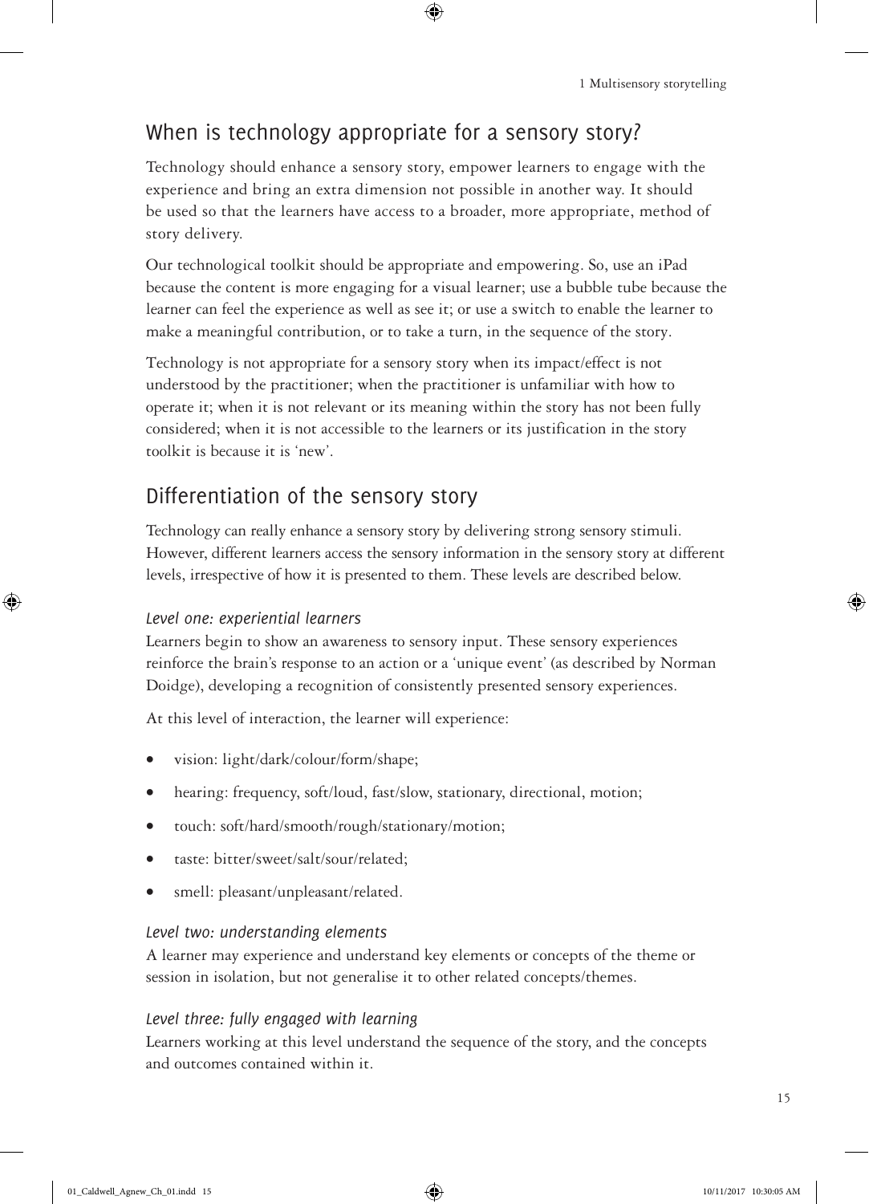## When is technology appropriate for a sensory story?

Technology should enhance a sensory story, empower learners to engage with the experience and bring an extra dimension not possible in another way. It should be used so that the learners have access to a broader, more appropriate, method of story delivery.

Our technological toolkit should be appropriate and empowering. So, use an iPad because the content is more engaging for a visual learner; use a bubble tube because the learner can feel the experience as well as see it; or use a switch to enable the learner to make a meaningful contribution, or to take a turn, in the sequence of the story.

Technology is not appropriate for a sensory story when its impact/effect is not understood by the practitioner; when the practitioner is unfamiliar with how to operate it; when it is not relevant or its meaning within the story has not been fully considered; when it is not accessible to the learners or its justification in the story toolkit is because it is 'new'.

## Differentiation of the sensory story

Technology can really enhance a sensory story by delivering strong sensory stimuli. However, different learners access the sensory information in the sensory story at different levels, irrespective of how it is presented to them. These levels are described below.

### *Level one: experiential learners*

Learners begin to show an awareness to sensory input. These sensory experiences reinforce the brain's response to an action or a 'unique event' (as described by Norman Doidge), developing a recognition of consistently presented sensory experiences.

At this level of interaction, the learner will experience:

- vision: light/dark/colour/form/shape;
- hearing: frequency, soft/loud, fast/slow, stationary, directional, motion;
- touch: soft/hard/smooth/rough/stationary/motion;
- taste: bitter/sweet/salt/sour/related;
- smell: pleasant/unpleasant/related.

### *Level two: understanding elements*

A learner may experience and understand key elements or concepts of the theme or session in isolation, but not generalise it to other related concepts/themes.

### *Level three: fully engaged with learning*

Learners working at this level understand the sequence of the story, and the concepts and outcomes contained within it.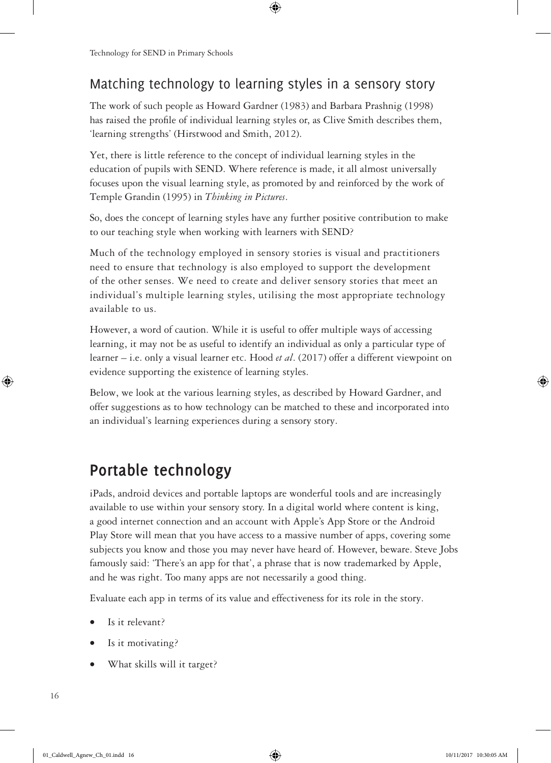## Matching technology to learning styles in a sensory story

The work of such people as Howard Gardner (1983) and Barbara Prashnig (1998) has raised the profile of individual learning styles or, as Clive Smith describes them, 'learning strengths' (Hirstwood and Smith, 2012).

Yet, there is little reference to the concept of individual learning styles in the education of pupils with SEND. Where reference is made, it all almost universally focuses upon the visual learning style, as promoted by and reinforced by the work of Temple Grandin (1995) in *Thinking in Pictures*.

So, does the concept of learning styles have any further positive contribution to make to our teaching style when working with learners with SEND?

Much of the technology employed in sensory stories is visual and practitioners need to ensure that technology is also employed to support the development of the other senses. We need to create and deliver sensory stories that meet an individual's multiple learning styles, utilising the most appropriate technology available to us.

However, a word of caution. While it is useful to offer multiple ways of accessing learning, it may not be as useful to identify an individual as only a particular type of learner – i.e. only a visual learner etc. Hood *et al*. (2017) offer a different viewpoint on evidence supporting the existence of learning styles.

Below, we look at the various learning styles, as described by Howard Gardner, and offer suggestions as to how technology can be matched to these and incorporated into an individual's learning experiences during a sensory story.

# Portable technology

iPads, android devices and portable laptops are wonderful tools and are increasingly available to use within your sensory story. In a digital world where content is king, a good internet connection and an account with Apple's App Store or the Android Play Store will mean that you have access to a massive number of apps, covering some subjects you know and those you may never have heard of. However, beware. Steve Jobs famously said: 'There's an app for that', a phrase that is now trademarked by Apple, and he was right. Too many apps are not necessarily a good thing.

Evaluate each app in terms of its value and effectiveness for its role in the story.

- Is it relevant?
- Is it motivating?
- What skills will it target?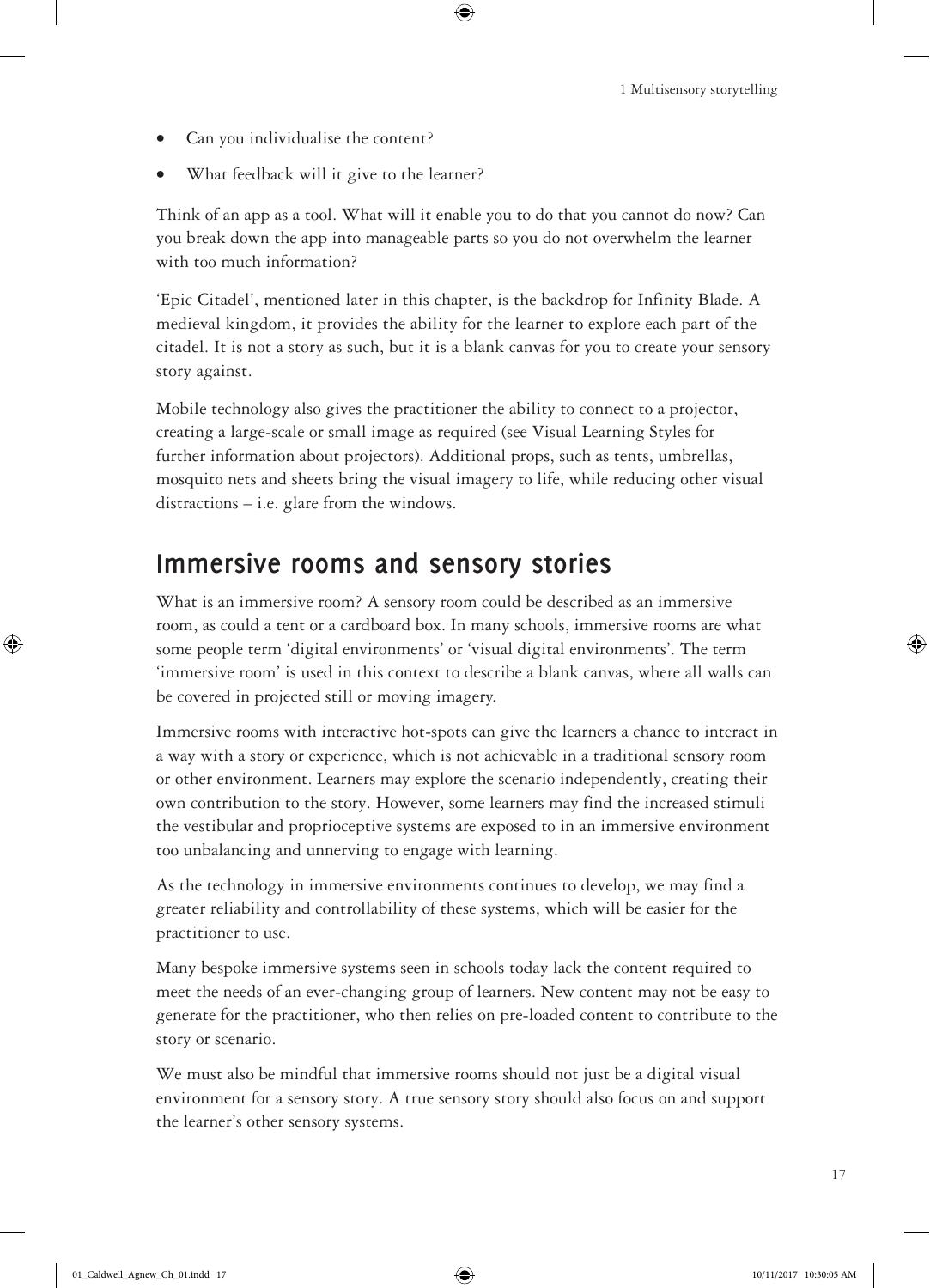- Can you individualise the content?
- What feedback will it give to the learner?

Think of an app as a tool. What will it enable you to do that you cannot do now? Can you break down the app into manageable parts so you do not overwhelm the learner with too much information?

'Epic Citadel', mentioned later in this chapter, is the backdrop for Infinity Blade. A medieval kingdom, it provides the ability for the learner to explore each part of the citadel. It is not a story as such, but it is a blank canvas for you to create your sensory story against.

Mobile technology also gives the practitioner the ability to connect to a projector, creating a large-scale or small image as required (see Visual Learning Styles for further information about projectors). Additional props, such as tents, umbrellas, mosquito nets and sheets bring the visual imagery to life, while reducing other visual distractions – i.e. glare from the windows.

## Immersive rooms and sensory stories

What is an immersive room? A sensory room could be described as an immersive room, as could a tent or a cardboard box. In many schools, immersive rooms are what some people term 'digital environments' or 'visual digital environments'. The term 'immersive room' is used in this context to describe a blank canvas, where all walls can be covered in projected still or moving imagery.

Immersive rooms with interactive hot-spots can give the learners a chance to interact in a way with a story or experience, which is not achievable in a traditional sensory room or other environment. Learners may explore the scenario independently, creating their own contribution to the story. However, some learners may find the increased stimuli the vestibular and proprioceptive systems are exposed to in an immersive environment too unbalancing and unnerving to engage with learning.

As the technology in immersive environments continues to develop, we may find a greater reliability and controllability of these systems, which will be easier for the practitioner to use.

Many bespoke immersive systems seen in schools today lack the content required to meet the needs of an ever-changing group of learners. New content may not be easy to generate for the practitioner, who then relies on pre-loaded content to contribute to the story or scenario.

We must also be mindful that immersive rooms should not just be a digital visual environment for a sensory story. A true sensory story should also focus on and support the learner's other sensory systems.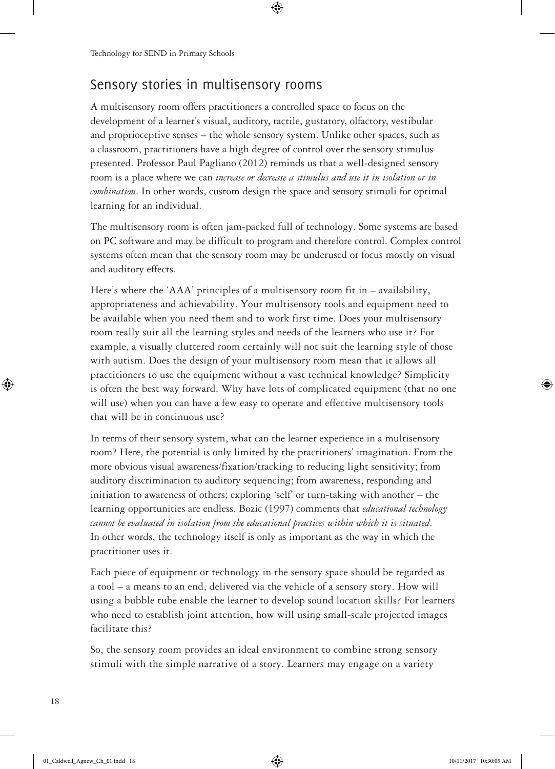## Sensory stories in multisensory rooms

A multisensory room offers practitioners a controlled space to focus on the development of a learner's visual, auditory, tactile, gustatory, olfactory, vestibular and proprioceptive senses – the whole sensory system. Unlike other spaces, such as a classroom, practitioners have a high degree of control over the sensory stimulus presented. Professor Paul Pagliano (2012) reminds us that a well-designed sensory room is a place where we can *increase or decrease a stimulus and use it in isolation or in combination*. In other words, custom design the space and sensory stimuli for optimal learning for an individual.

The multisensory room is often jam-packed full of technology. Some systems are based on PC software and may be difficult to program and therefore control. Complex control systems often mean that the sensory room may be underused or focus mostly on visual and auditory effects.

Here's where the 'AAA' principles of a multisensory room fit in – availability, appropriateness and achievability. Your multisensory tools and equipment need to be available when you need them and to work first time. Does your multisensory room really suit all the learning styles and needs of the learners who use it? For example, a visually cluttered room certainly will not suit the learning style of those with autism. Does the design of your multisensory room mean that it allows all practitioners to use the equipment without a vast technical knowledge? Simplicity is often the best way forward. Why have lots of complicated equipment (that no one will use) when you can have a few easy to operate and effective multisensory tools that will be in continuous use?

In terms of their sensory system, what can the learner experience in a multisensory room? Here, the potential is only limited by the practitioners' imagination. From the more obvious visual awareness/fixation/tracking to reducing light sensitivity; from auditory discrimination to auditory sequencing; from awareness, responding and initiation to awareness of others; exploring 'self' or turn-taking with another – the learning opportunities are endless. Bozic (1997) comments that *educational technology cannot be evaluated in isolation from the educational practices within which it is situated*. In other words, the technology itself is only as important as the way in which the practitioner uses it.

Each piece of equipment or technology in the sensory space should be regarded as a tool – a means to an end, delivered via the vehicle of a sensory story. How will using a bubble tube enable the learner to develop sound location skills? For learners who need to establish joint attention, how will using small-scale projected images facilitate this?

So, the sensory room provides an ideal environment to combine strong sensory stimuli with the simple narrative of a story. Learners may engage on a variety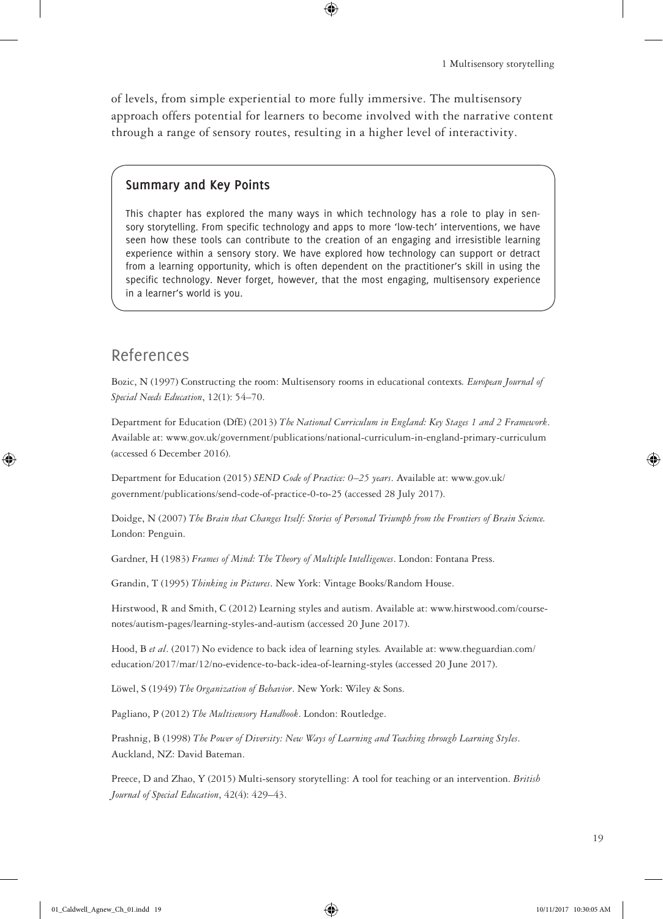of levels, from simple experiential to more fully immersive. The multisensory approach offers potential for learners to become involved with the narrative content through a range of sensory routes, resulting in a higher level of interactivity.

> **Summary and Key Points**
>
> This chapter has explored the many ways in which technology has a role to play in sensory storytelling. From specific technology and apps to more 'low-tech' interventions, we have seen how these tools can contribute to the creation of an engaging and irresistible learning experience within a sensory story. We have explored how technology can support or detract from a learning opportunity, which is often dependent on the practitioner's skill in using the specific technology. Never forget, however, that the most engaging, multisensory experience in a learner's world is you.

## References

Bozic, N (1997) Constructing the room: Multisensory rooms in educational contexts. *European Journal of Special Needs Education*, 12(1): 54–70.

Department for Education (DfE) (2013) *The National Curriculum in England: Key Stages 1 and 2 Framework*. Available at: www.gov.uk/government/publications/national-curriculum-in-england-primary-curriculum (accessed 6 December 2016).

Department for Education (2015) *SEND Code of Practice: 0–25 years*. Available at: www.gov.uk/government/publications/send-code-of-practice-0-to-25 (accessed 28 July 2017).

Doidge, N (2007) *The Brain that Changes Itself: Stories of Personal Triumph from the Frontiers of Brain Science.* London: Penguin.

Gardner, H (1983) *Frames of Mind: The Theory of Multiple Intelligences*. London: Fontana Press.

Grandin, T (1995) *Thinking in Pictures*. New York: Vintage Books/Random House.

Hirstwood, R and Smith, C (2012) Learning styles and autism. Available at: www.hirstwood.com/course-notes/autism-pages/learning-styles-and-autism (accessed 20 June 2017).

Hood, B *et al*. (2017) No evidence to back idea of learning styles. Available at: www.theguardian.com/education/2017/mar/12/no-evidence-to-back-idea-of-learning-styles (accessed 20 June 2017).

Löwel, S (1949) *The Organization of Behavior*. New York: Wiley & Sons.

Pagliano, P (2012) *The Multisensory Handbook*. London: Routledge.

Prashnig, B (1998) *The Power of Diversity: New Ways of Learning and Teaching through Learning Styles*. Auckland, NZ: David Bateman.

Preece, D and Zhao, Y (2015) Multi-sensory storytelling: A tool for teaching or an intervention. *British Journal of Special Education*, 42(4): 429–43.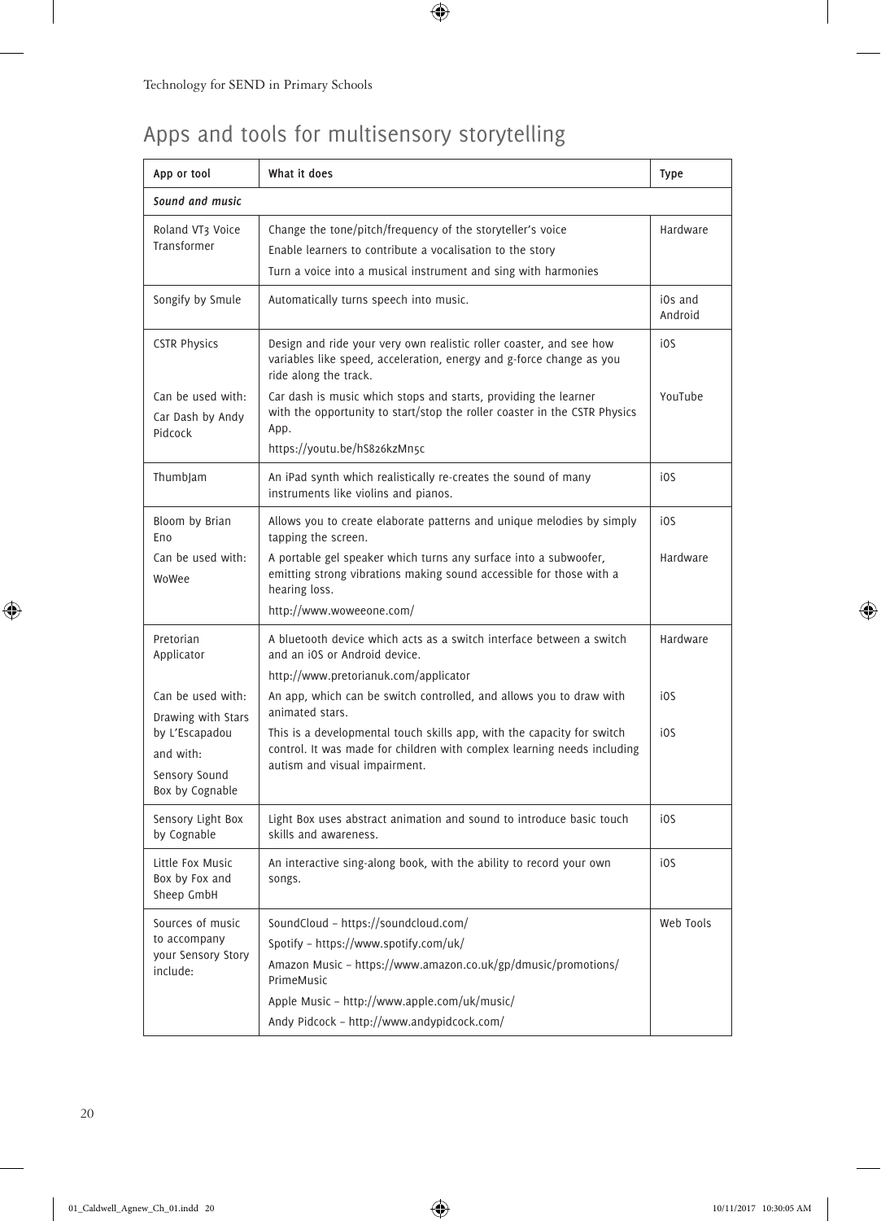## Apps and tools for multisensory storytelling

| App or tool | What it does | Type |
|---|---|---|
| ***Sound and music*** | | |
| Roland VT3 Voice Transformer | Change the tone/pitch/frequency of the storyteller's voice<br>Enable learners to contribute a vocalisation to the story<br>Turn a voice into a musical instrument and sing with harmonies | Hardware |
| Songify by Smule | Automatically turns speech into music. | iOs and Android |
| CSTR Physics | Design and ride your very own realistic roller coaster, and see how variables like speed, acceleration, energy and g-force change as you ride along the track. | iOS |
| Can be used with:<br>Car Dash by Andy Pidcock | Car dash is music which stops and starts, providing the learner with the opportunity to start/stop the roller coaster in the CSTR Physics App.<br>https://youtu.be/hS826kzMn5c | YouTube |
| ThumbJam | An iPad synth which realistically re-creates the sound of many instruments like violins and pianos. | iOS |
| Bloom by Brian Eno | Allows you to create elaborate patterns and unique melodies by simply tapping the screen. | iOS |
| Can be used with:<br>WoWee | A portable gel speaker which turns any surface into a subwoofer, emitting strong vibrations making sound accessible for those with a hearing loss.<br>http://www.woweeone.com/ | Hardware |
| Pretorian Applicator | A bluetooth device which acts as a switch interface between a switch and an iOS or Android device.<br>http://www.pretorianuk.com/applicator | Hardware |
| Can be used with:<br>Drawing with Stars by L'Escapadou | An app, which can be switch controlled, and allows you to draw with animated stars. | iOS |
| and with:<br>Sensory Sound Box by Cognable | This is a developmental touch skills app, with the capacity for switch control. It was made for children with complex learning needs including autism and visual impairment. | iOS |
| Sensory Light Box by Cognable | Light Box uses abstract animation and sound to introduce basic touch skills and awareness. | iOS |
| Little Fox Music Box by Fox and Sheep GmbH | An interactive sing-along book, with the ability to record your own songs. | iOS |
| Sources of music to accompany your Sensory Story include: | SoundCloud – https://soundcloud.com/<br>Spotify – https://www.spotify.com/uk/<br>Amazon Music – https://www.amazon.co.uk/gp/dmusic/promotions/PrimeMusic<br>Apple Music – http://www.apple.com/uk/music/<br>Andy Pidcock – http://www.andypidcock.com/ | Web Tools |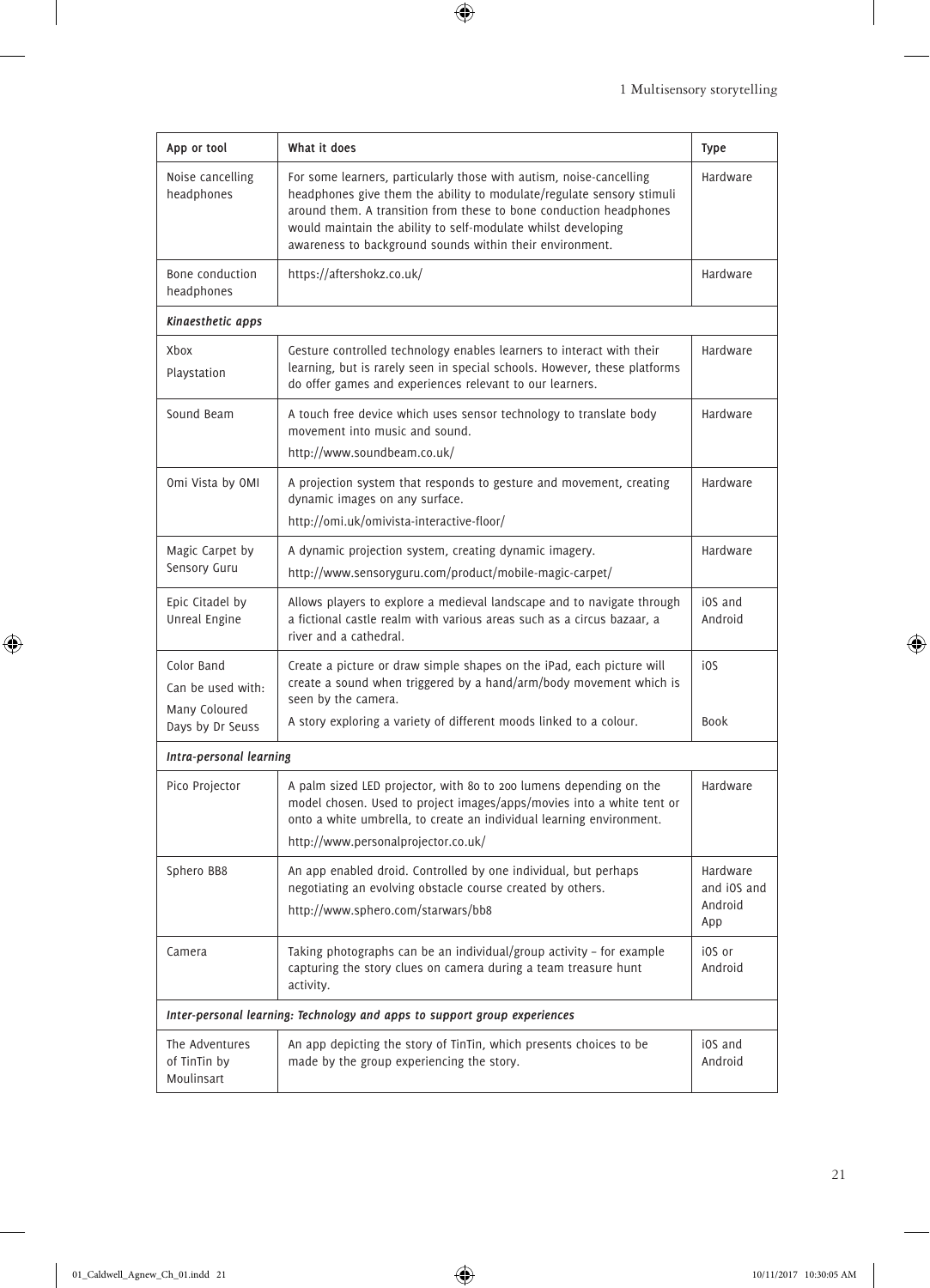| App or tool | What it does | Type |
|---|---|---|
| Noise cancelling headphones | For some learners, particularly those with autism, noise-cancelling headphones give them the ability to modulate/regulate sensory stimuli around them. A transition from these to bone conduction headphones would maintain the ability to self-modulate whilst developing awareness to background sounds within their environment. | Hardware |
| Bone conduction headphones | https://aftershokz.co.uk/ | Hardware |
| ***Kinaesthetic apps*** | | |
| Xbox<br>Playstation | Gesture controlled technology enables learners to interact with their learning, but is rarely seen in special schools. However, these platforms do offer games and experiences relevant to our learners. | Hardware |
| Sound Beam | A touch free device which uses sensor technology to translate body movement into music and sound.<br>http://www.soundbeam.co.uk/ | Hardware |
| Omi Vista by OMI | A projection system that responds to gesture and movement, creating dynamic images on any surface.<br>http://omi.uk/omivista-interactive-floor/ | Hardware |
| Magic Carpet by Sensory Guru | A dynamic projection system, creating dynamic imagery.<br>http://www.sensoryguru.com/product/mobile-magic-carpet/ | Hardware |
| Epic Citadel by Unreal Engine | Allows players to explore a medieval landscape and to navigate through a fictional castle realm with various areas such as a circus bazaar, a river and a cathedral. | iOS and Android |
| Color Band<br>Can be used with:<br>Many Coloured Days by Dr Seuss | Create a picture or draw simple shapes on the iPad, each picture will create a sound when triggered by a hand/arm/body movement which is seen by the camera.<br>A story exploring a variety of different moods linked to a colour. | iOS<br>Book |
| ***Intra-personal learning*** | | |
| Pico Projector | A palm sized LED projector, with 80 to 200 lumens depending on the model chosen. Used to project images/apps/movies into a white tent or onto a white umbrella, to create an individual learning environment.<br>http://www.personalprojector.co.uk/ | Hardware |
| Sphero BB8 | An app enabled droid. Controlled by one individual, but perhaps negotiating an evolving obstacle course created by others.<br>http://www.sphero.com/starwars/bb8 | Hardware and iOS and Android App |
| Camera | Taking photographs can be an individual/group activity – for example capturing the story clues on camera during a team treasure hunt activity. | iOS or Android |
| ***Inter-personal learning: Technology and apps to support group experiences*** | | |
| The Adventures of TinTin by Moulinsart | An app depicting the story of TinTin, which presents choices to be made by the group experiencing the story. | iOS and Android |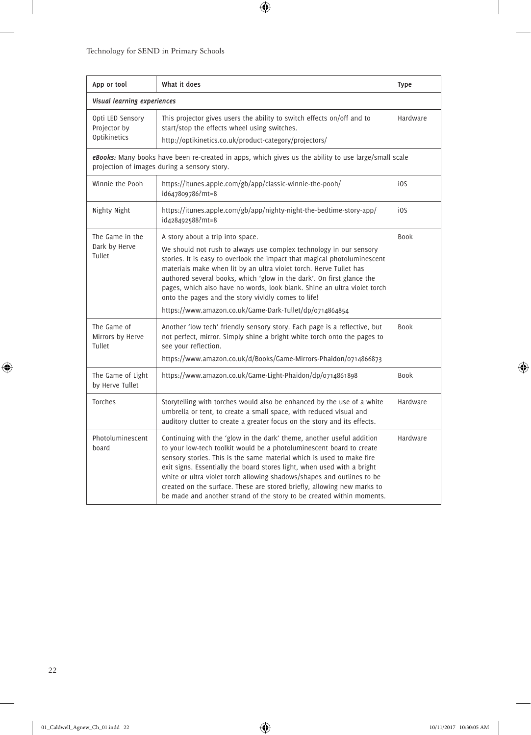| App or tool | What it does | Type |
|---|---|---|
| ***Visual learning experiences*** | | |
| Opti LED Sensory Projector by Optikinetics | This projector gives users the ability to switch effects on/off and to start/stop the effects wheel using switches. http://optikinetics.co.uk/product-category/projectors/ | Hardware |
| ***eBooks:*** Many books have been re-created in apps, which gives us the ability to use large/small scale projection of images during a sensory story. | | |
| Winnie the Pooh | https://itunes.apple.com/gb/app/classic-winnie-the-pooh/id647809786?mt=8 | iOS |
| Nighty Night | https://itunes.apple.com/gb/app/nighty-night-the-bedtime-story-app/id428492588?mt=8 | iOS |
| The Game in the Dark by Herve Tullet | A story about a trip into space. We should not rush to always use complex technology in our sensory stories. It is easy to overlook the impact that magical photoluminescent materials make when lit by an ultra violet torch. Herve Tullet has authored several books, which 'glow in the dark'. On first glance the pages, which also have no words, look blank. Shine an ultra violet torch onto the pages and the story vividly comes to life! https://www.amazon.co.uk/Game-Dark-Tullet/dp/0714864854 | Book |
| The Game of Mirrors by Herve Tullet | Another 'low tech' friendly sensory story. Each page is a reflective, but not perfect, mirror. Simply shine a bright white torch onto the pages to see your reflection. https://www.amazon.co.uk/d/Books/Game-Mirrors-Phaidon/0714866873 | Book |
| The Game of Light by Herve Tullet | https://www.amazon.co.uk/Game-Light-Phaidon/dp/0714861898 | Book |
| Torches | Storytelling with torches would also be enhanced by the use of a white umbrella or tent, to create a small space, with reduced visual and auditory clutter to create a greater focus on the story and its effects. | Hardware |
| Photoluminescent board | Continuing with the 'glow in the dark' theme, another useful addition to your low-tech toolkit would be a photoluminescent board to create sensory stories. This is the same material which is used to make fire exit signs. Essentially the board stores light, when used with a bright white or ultra violet torch allowing shadows/shapes and outlines to be created on the surface. These are stored briefly, allowing new marks to be made and another strand of the story to be created within moments. | Hardware |